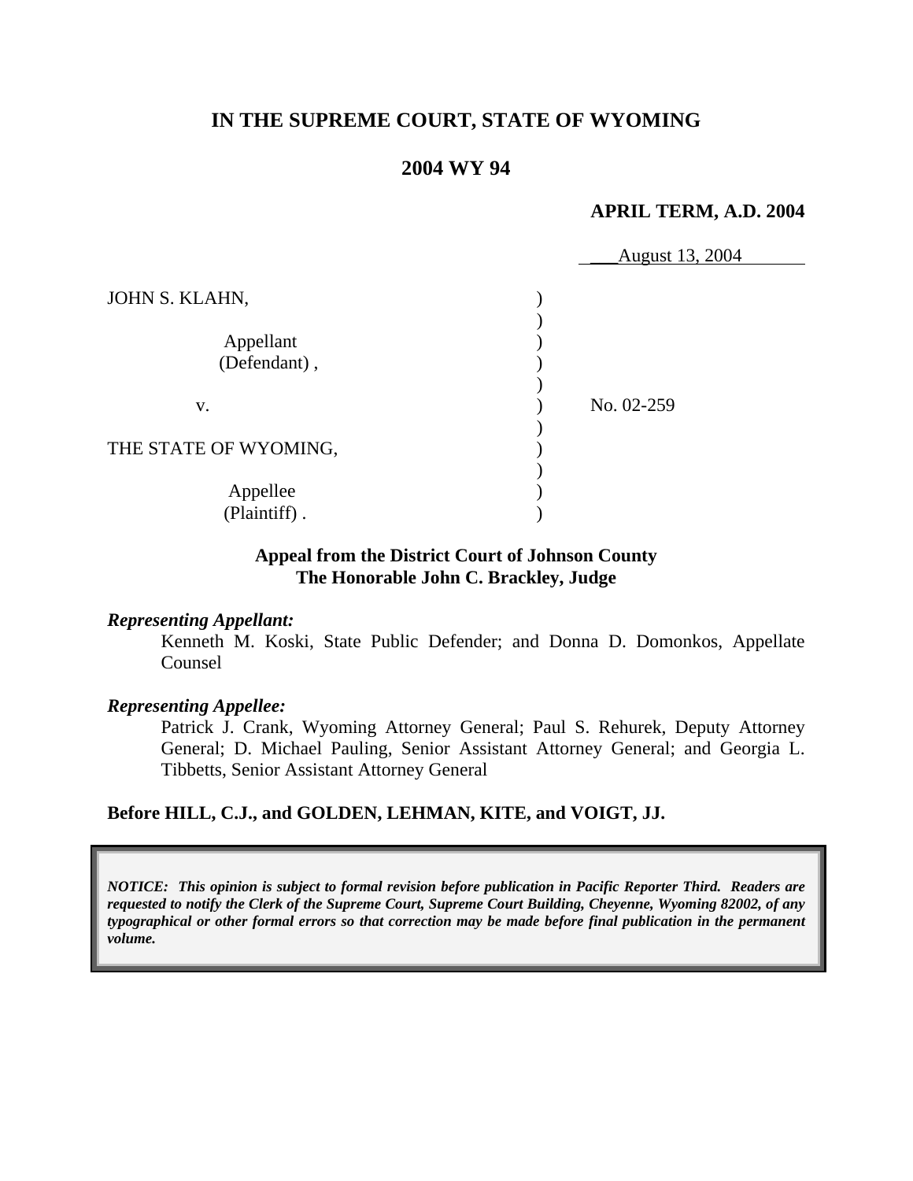# IN THE SUPREME COURT, STATE OF WYOMING

## 2004 WY 94

**APRIL TERM, A.D. 2004**

August 13, 2004

JOHN S. KLAHN,

Appellant (Defendant),

v.

THE STATE OF WYOMING,

Appellee (Plaintiff).

No. 02-259

**Appeal from the District Court of Johnson County**
**The Honorable John C. Brackley, Judge**

***Representing Appellant:***

Kenneth M. Koski, State Public Defender; and Donna D. Domonkos, Appellate Counsel

***Representing Appellee:***

Patrick J. Crank, Wyoming Attorney General; Paul S. Rehurek, Deputy Attorney General; D. Michael Pauling, Senior Assistant Attorney General; and Georgia L. Tibbetts, Senior Assistant Attorney General

**Before HILL, C.J., and GOLDEN, LEHMAN, KITE, and VOIGT, JJ.**

***NOTICE: This opinion is subject to formal revision before publication in Pacific Reporter Third. Readers are requested to notify the Clerk of the Supreme Court, Supreme Court Building, Cheyenne, Wyoming 82002, of any typographical or other formal errors so that correction may be made before final publication in the permanent volume.***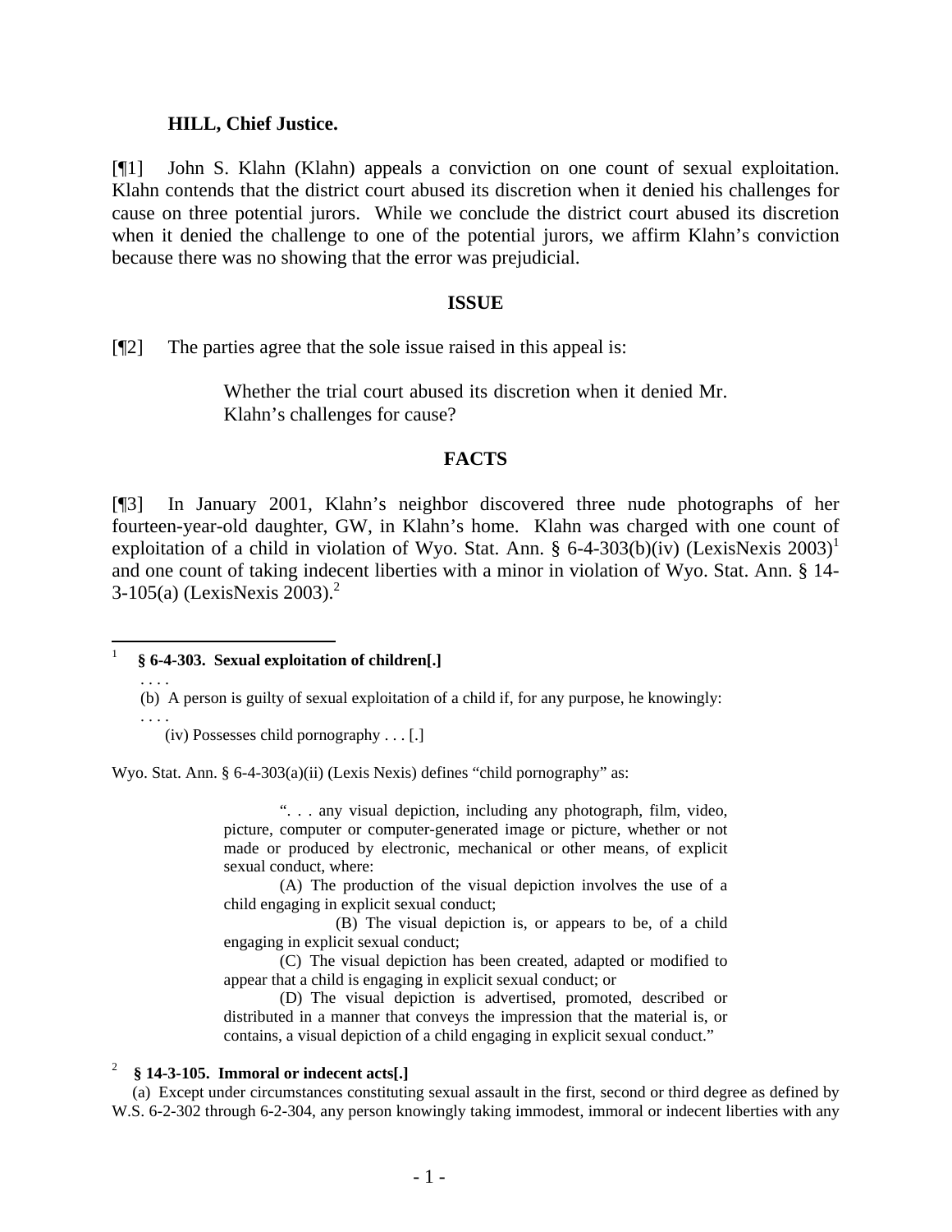**HILL, Chief Justice.**

[¶1] John S. Klahn (Klahn) appeals a conviction on one count of sexual exploitation. Klahn contends that the district court abused its discretion when it denied his challenges for cause on three potential jurors. While we conclude the district court abused its discretion when it denied the challenge to one of the potential jurors, we affirm Klahn's conviction because there was no showing that the error was prejudicial.

**ISSUE**

[¶2] The parties agree that the sole issue raised in this appeal is:

> Whether the trial court abused its discretion when it denied Mr. Klahn's challenges for cause?

**FACTS**

[¶3] In January 2001, Klahn's neighbor discovered three nude photographs of her fourteen-year-old daughter, GW, in Klahn's home. Klahn was charged with one count of exploitation of a child in violation of Wyo. Stat. Ann. § 6-4-303(b)(iv) (LexisNexis 2003)[1] and one count of taking indecent liberties with a minor in violation of Wyo. Stat. Ann. § 14-3-105(a) (LexisNexis 2003).[2]

---

[1] **§ 6-4-303. Sexual exploitation of children[.]**

. . . .

(b) A person is guilty of sexual exploitation of a child if, for any purpose, he knowingly:

. . . .

(iv) Possesses child pornography . . . [.]

Wyo. Stat. Ann. § 6-4-303(a)(ii) (Lexis Nexis) defines "child pornography" as:

> ". . . any visual depiction, including any photograph, film, video, picture, computer or computer-generated image or picture, whether or not made or produced by electronic, mechanical or other means, of explicit sexual conduct, where:
>
> (A) The production of the visual depiction involves the use of a child engaging in explicit sexual conduct;
>
> (B) The visual depiction is, or appears to be, of a child engaging in explicit sexual conduct;
>
> (C) The visual depiction has been created, adapted or modified to appear that a child is engaging in explicit sexual conduct; or
>
> (D) The visual depiction is advertised, promoted, described or distributed in a manner that conveys the impression that the material is, or contains, a visual depiction of a child engaging in explicit sexual conduct."

[2] **§ 14-3-105. Immoral or indecent acts[.]**

(a) Except under circumstances constituting sexual assault in the first, second or third degree as defined by W.S. 6-2-302 through 6-2-304, any person knowingly taking immodest, immoral or indecent liberties with any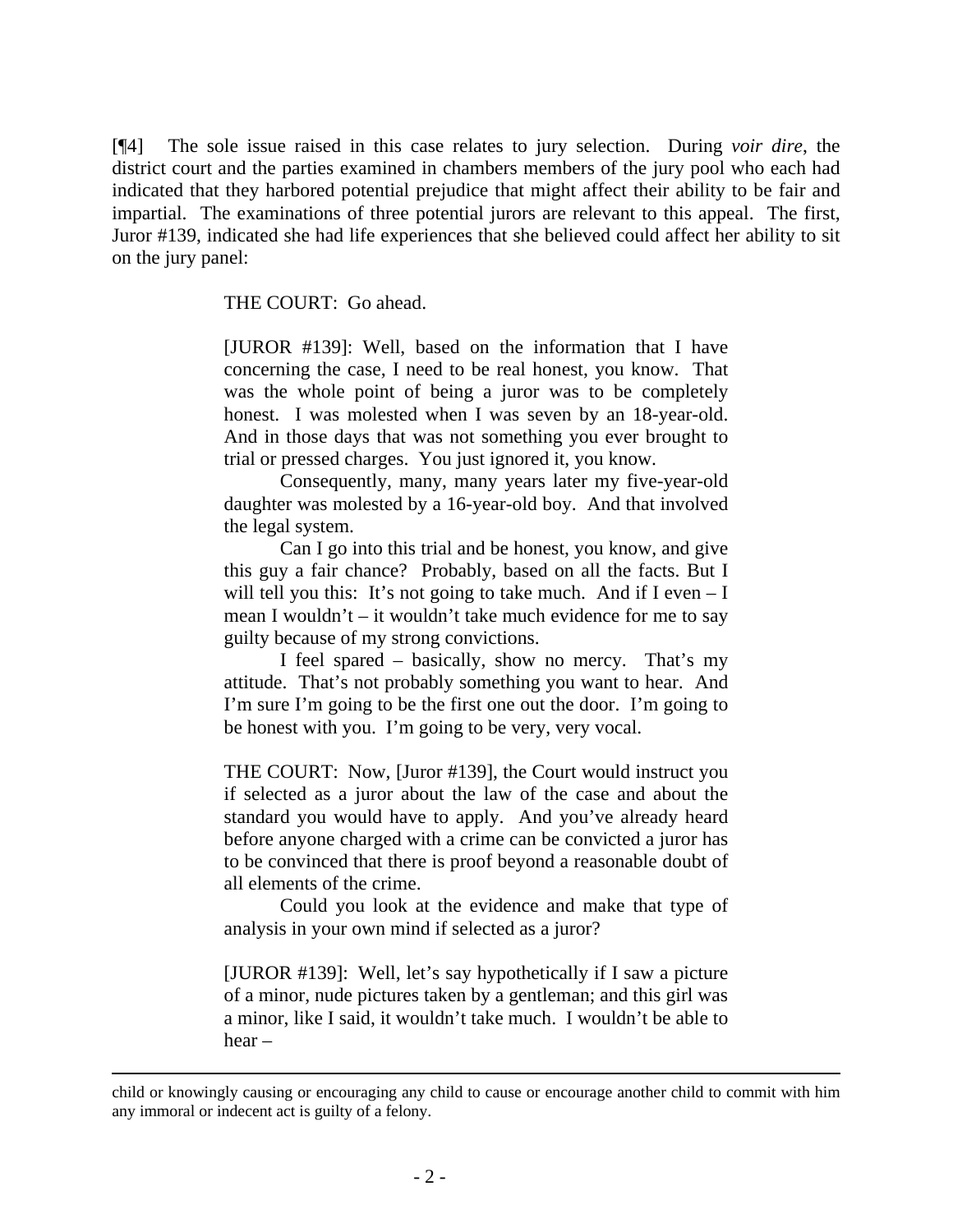[¶4] The sole issue raised in this case relates to jury selection. During *voir dire*, the district court and the parties examined in chambers members of the jury pool who each had indicated that they harbored potential prejudice that might affect their ability to be fair and impartial. The examinations of three potential jurors are relevant to this appeal. The first, Juror #139, indicated she had life experiences that she believed could affect her ability to sit on the jury panel:

> THE COURT: Go ahead.
>
> [JUROR #139]: Well, based on the information that I have concerning the case, I need to be real honest, you know. That was the whole point of being a juror was to be completely honest. I was molested when I was seven by an 18-year-old. And in those days that was not something you ever brought to trial or pressed charges. You just ignored it, you know.
>
> Consequently, many, many years later my five-year-old daughter was molested by a 16-year-old boy. And that involved the legal system.
>
> Can I go into this trial and be honest, you know, and give this guy a fair chance? Probably, based on all the facts. But I will tell you this: It's not going to take much. And if I even – I mean I wouldn't – it wouldn't take much evidence for me to say guilty because of my strong convictions.
>
> I feel spared – basically, show no mercy. That's my attitude. That's not probably something you want to hear. And I'm sure I'm going to be the first one out the door. I'm going to be honest with you. I'm going to be very, very vocal.
>
> THE COURT: Now, [Juror #139], the Court would instruct you if selected as a juror about the law of the case and about the standard you would have to apply. And you've already heard before anyone charged with a crime can be convicted a juror has to be convinced that there is proof beyond a reasonable doubt of all elements of the crime.
>
> Could you look at the evidence and make that type of analysis in your own mind if selected as a juror?
>
> [JUROR #139]: Well, let's say hypothetically if I saw a picture of a minor, nude pictures taken by a gentleman; and this girl was a minor, like I said, it wouldn't take much. I wouldn't be able to hear –

---

child or knowingly causing or encouraging any child to cause or encourage another child to commit with him any immoral or indecent act is guilty of a felony.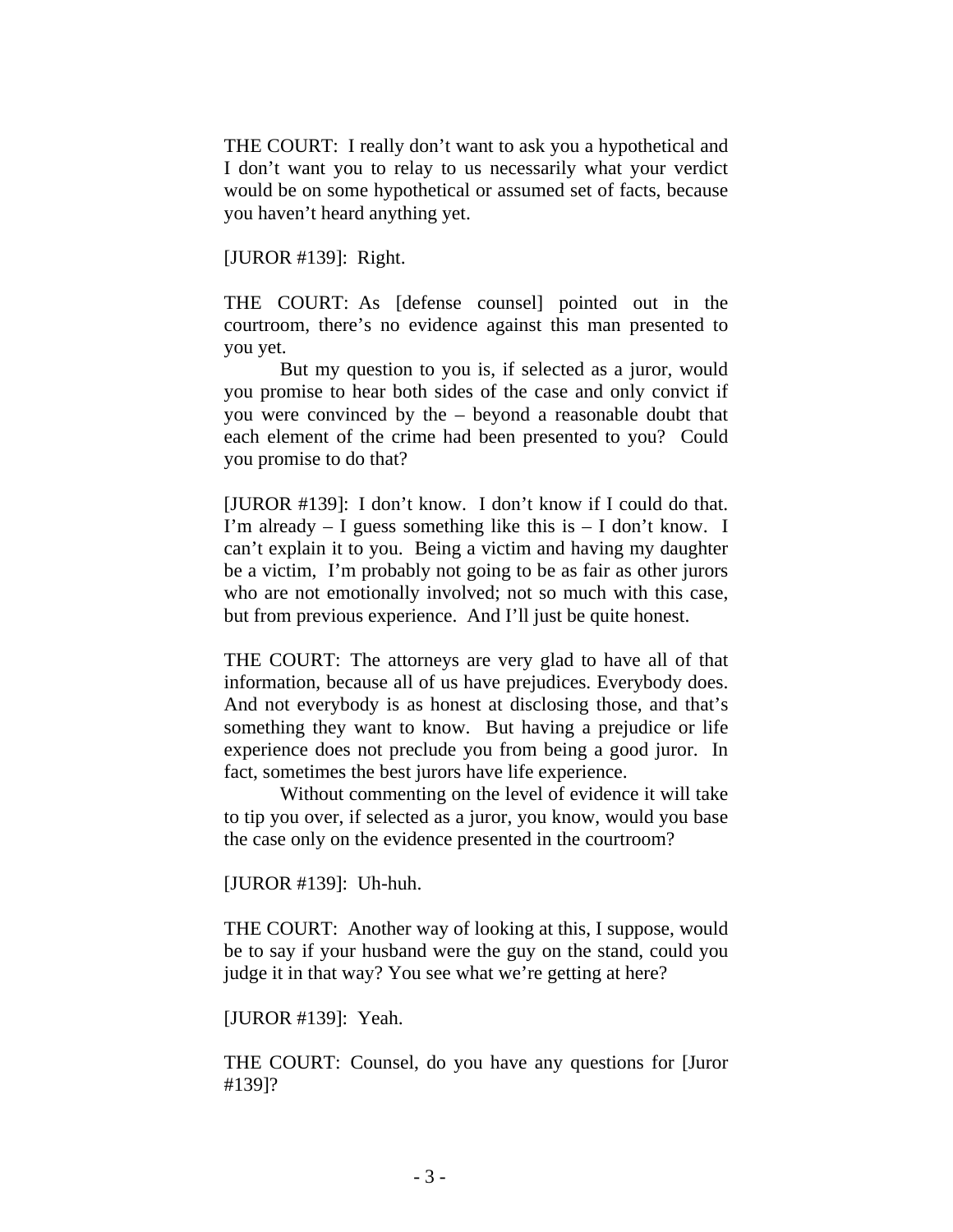THE COURT: I really don't want to ask you a hypothetical and I don't want you to relay to us necessarily what your verdict would be on some hypothetical or assumed set of facts, because you haven't heard anything yet.

[JUROR #139]: Right.

THE COURT: As [defense counsel] pointed out in the courtroom, there's no evidence against this man presented to you yet.

But my question to you is, if selected as a juror, would you promise to hear both sides of the case and only convict if you were convinced by the – beyond a reasonable doubt that each element of the crime had been presented to you? Could you promise to do that?

[JUROR #139]: I don't know. I don't know if I could do that. I'm already – I guess something like this is – I don't know. I can't explain it to you. Being a victim and having my daughter be a victim, I'm probably not going to be as fair as other jurors who are not emotionally involved; not so much with this case, but from previous experience. And I'll just be quite honest.

THE COURT: The attorneys are very glad to have all of that information, because all of us have prejudices. Everybody does. And not everybody is as honest at disclosing those, and that's something they want to know. But having a prejudice or life experience does not preclude you from being a good juror. In fact, sometimes the best jurors have life experience.

Without commenting on the level of evidence it will take to tip you over, if selected as a juror, you know, would you base the case only on the evidence presented in the courtroom?

[JUROR #139]: Uh-huh.

THE COURT: Another way of looking at this, I suppose, would be to say if your husband were the guy on the stand, could you judge it in that way? You see what we're getting at here?

[JUROR #139]: Yeah.

THE COURT: Counsel, do you have any questions for [Juror #139]?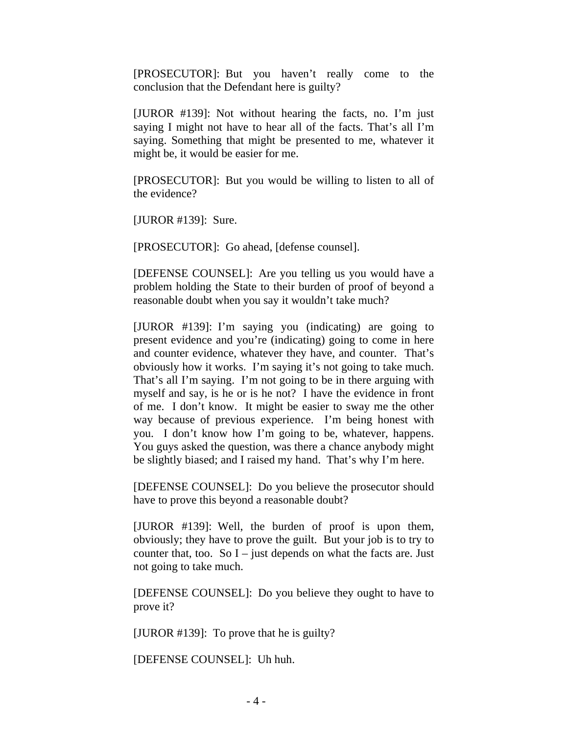[PROSECUTOR]: But you haven't really come to the conclusion that the Defendant here is guilty?

[JUROR #139]: Not without hearing the facts, no. I'm just saying I might not have to hear all of the facts. That's all I'm saying. Something that might be presented to me, whatever it might be, it would be easier for me.

[PROSECUTOR]: But you would be willing to listen to all of the evidence?

[JUROR #139]: Sure.

[PROSECUTOR]: Go ahead, [defense counsel].

[DEFENSE COUNSEL]: Are you telling us you would have a problem holding the State to their burden of proof of beyond a reasonable doubt when you say it wouldn't take much?

[JUROR #139]: I'm saying you (indicating) are going to present evidence and you're (indicating) going to come in here and counter evidence, whatever they have, and counter. That's obviously how it works. I'm saying it's not going to take much. That's all I'm saying. I'm not going to be in there arguing with myself and say, is he or is he not? I have the evidence in front of me. I don't know. It might be easier to sway me the other way because of previous experience. I'm being honest with you. I don't know how I'm going to be, whatever, happens. You guys asked the question, was there a chance anybody might be slightly biased; and I raised my hand. That's why I'm here.

[DEFENSE COUNSEL]: Do you believe the prosecutor should have to prove this beyond a reasonable doubt?

[JUROR #139]: Well, the burden of proof is upon them, obviously; they have to prove the guilt. But your job is to try to counter that, too. So I – just depends on what the facts are. Just not going to take much.

[DEFENSE COUNSEL]: Do you believe they ought to have to prove it?

[JUROR #139]: To prove that he is guilty?

[DEFENSE COUNSEL]: Uh huh.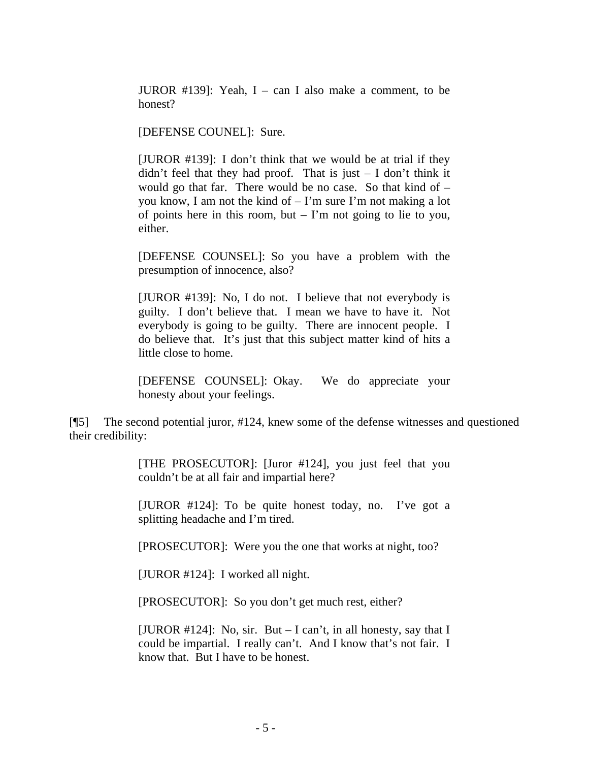JUROR #139]: Yeah, I – can I also make a comment, to be honest?

[DEFENSE COUNEL]: Sure.

[JUROR #139]: I don't think that we would be at trial if they didn't feel that they had proof. That is just – I don't think it would go that far. There would be no case. So that kind of – you know, I am not the kind of – I'm sure I'm not making a lot of points here in this room, but – I'm not going to lie to you, either.

[DEFENSE COUNSEL]: So you have a problem with the presumption of innocence, also?

[JUROR #139]: No, I do not. I believe that not everybody is guilty. I don't believe that. I mean we have to have it. Not everybody is going to be guilty. There are innocent people. I do believe that. It's just that this subject matter kind of hits a little close to home.

[DEFENSE COUNSEL]: Okay. We do appreciate your honesty about your feelings.

[¶5] The second potential juror, #124, knew some of the defense witnesses and questioned their credibility:

[THE PROSECUTOR]: [Juror #124], you just feel that you couldn't be at all fair and impartial here?

[JUROR #124]: To be quite honest today, no. I've got a splitting headache and I'm tired.

[PROSECUTOR]: Were you the one that works at night, too?

[JUROR #124]: I worked all night.

[PROSECUTOR]: So you don't get much rest, either?

[JUROR #124]: No, sir. But – I can't, in all honesty, say that I could be impartial. I really can't. And I know that's not fair. I know that. But I have to be honest.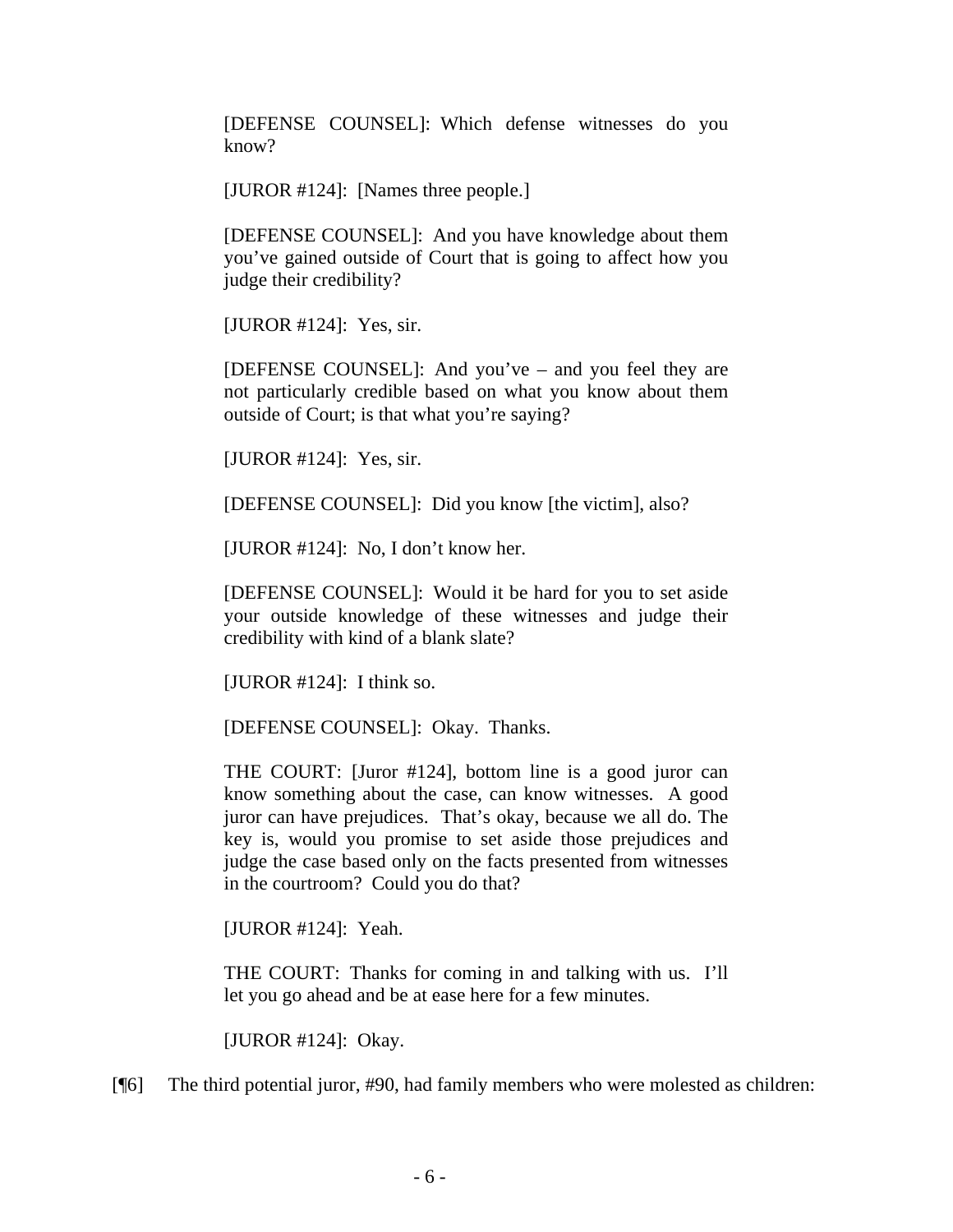> [DEFENSE COUNSEL]: Which defense witnesses do you know?
>
> [JUROR #124]: [Names three people.]
>
> [DEFENSE COUNSEL]: And you have knowledge about them you've gained outside of Court that is going to affect how you judge their credibility?
>
> [JUROR #124]: Yes, sir.
>
> [DEFENSE COUNSEL]: And you've – and you feel they are not particularly credible based on what you know about them outside of Court; is that what you're saying?
>
> [JUROR #124]: Yes, sir.
>
> [DEFENSE COUNSEL]: Did you know [the victim], also?
>
> [JUROR #124]: No, I don't know her.
>
> [DEFENSE COUNSEL]: Would it be hard for you to set aside your outside knowledge of these witnesses and judge their credibility with kind of a blank slate?
>
> [JUROR #124]: I think so.
>
> [DEFENSE COUNSEL]: Okay. Thanks.
>
> THE COURT: [Juror #124], bottom line is a good juror can know something about the case, can know witnesses. A good juror can have prejudices. That's okay, because we all do. The key is, would you promise to set aside those prejudices and judge the case based only on the facts presented from witnesses in the courtroom? Could you do that?
>
> [JUROR #124]: Yeah.
>
> THE COURT: Thanks for coming in and talking with us. I'll let you go ahead and be at ease here for a few minutes.
>
> [JUROR #124]: Okay.

[¶6] The third potential juror, #90, had family members who were molested as children: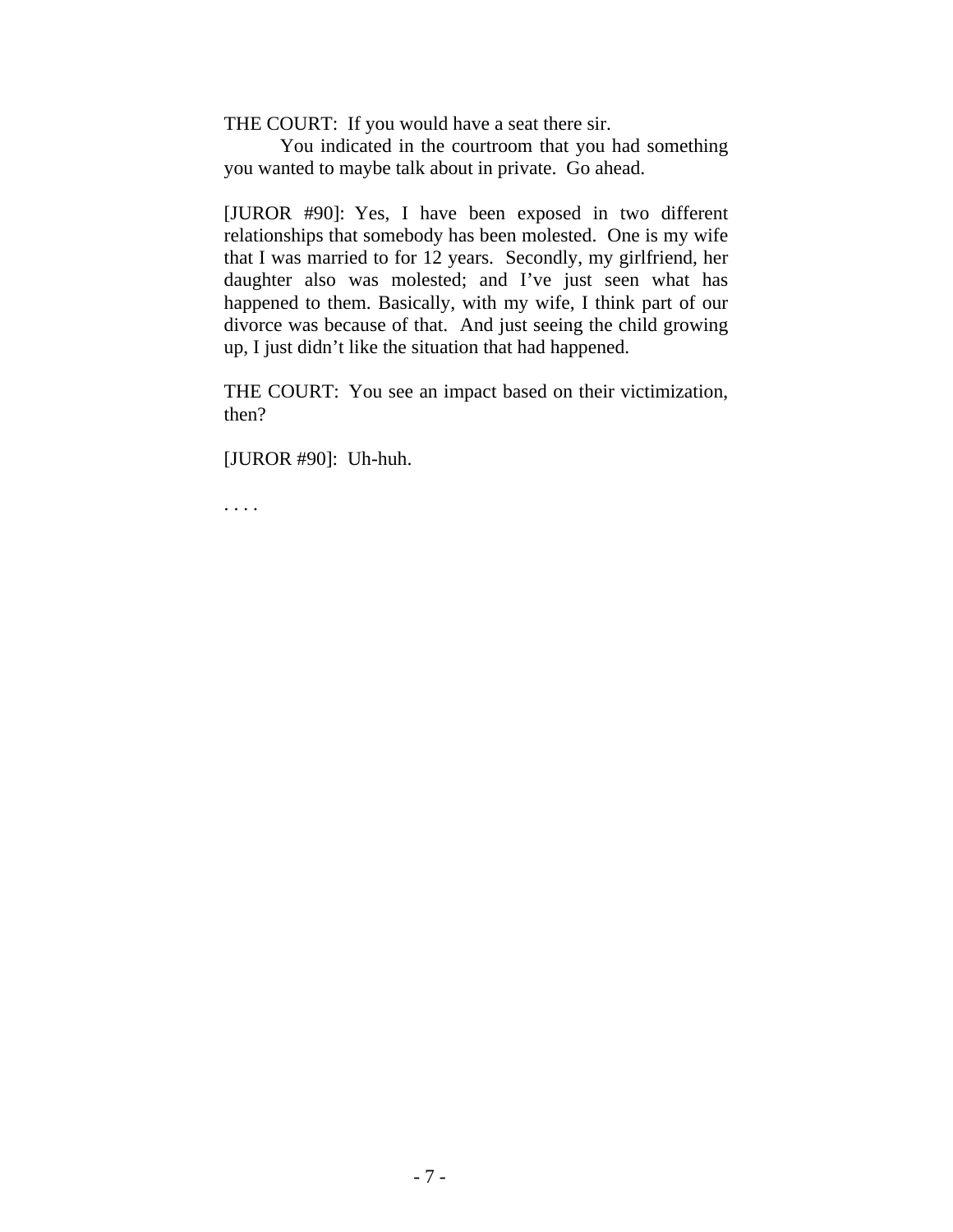THE COURT: If you would have a seat there sir.

You indicated in the courtroom that you had something you wanted to maybe talk about in private. Go ahead.

[JUROR #90]: Yes, I have been exposed in two different relationships that somebody has been molested. One is my wife that I was married to for 12 years. Secondly, my girlfriend, her daughter also was molested; and I've just seen what has happened to them. Basically, with my wife, I think part of our divorce was because of that. And just seeing the child growing up, I just didn't like the situation that had happened.

THE COURT: You see an impact based on their victimization, then?

[JUROR #90]: Uh-huh.

. . . .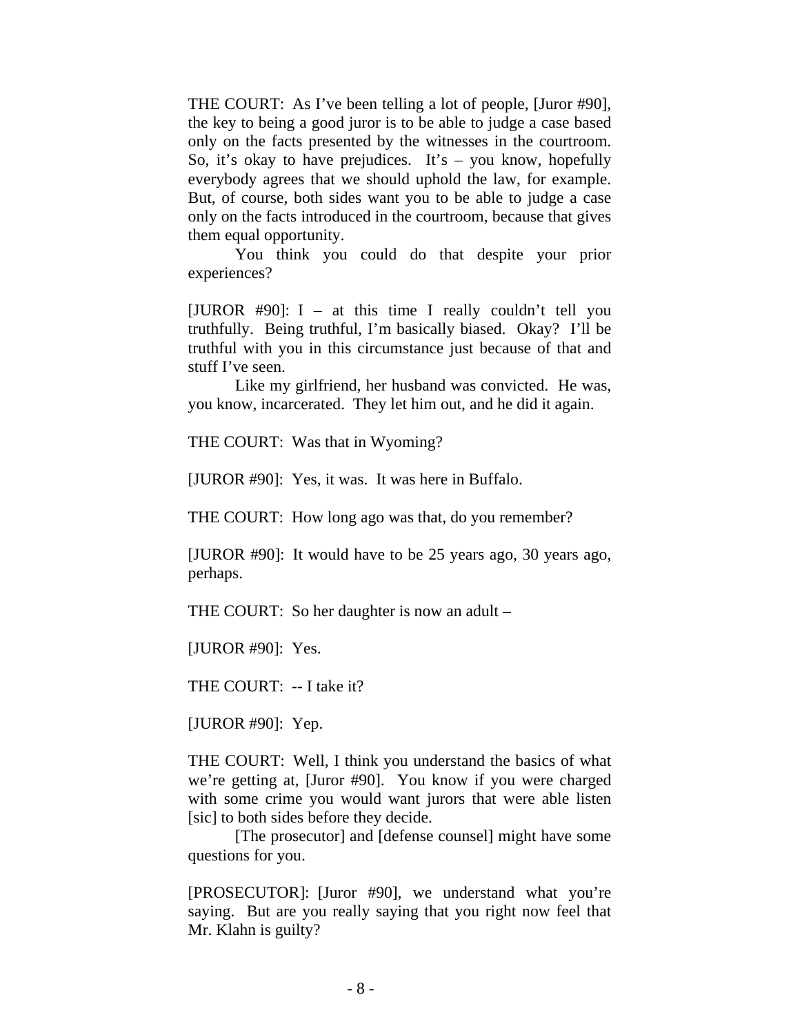THE COURT: As I've been telling a lot of people, [Juror #90], the key to being a good juror is to be able to judge a case based only on the facts presented by the witnesses in the courtroom. So, it's okay to have prejudices. It's – you know, hopefully everybody agrees that we should uphold the law, for example. But, of course, both sides want you to be able to judge a case only on the facts introduced in the courtroom, because that gives them equal opportunity.

You think you could do that despite your prior experiences?

[JUROR #90]: I – at this time I really couldn't tell you truthfully. Being truthful, I'm basically biased. Okay? I'll be truthful with you in this circumstance just because of that and stuff I've seen.

Like my girlfriend, her husband was convicted. He was, you know, incarcerated. They let him out, and he did it again.

THE COURT: Was that in Wyoming?

[JUROR #90]: Yes, it was. It was here in Buffalo.

THE COURT: How long ago was that, do you remember?

[JUROR #90]: It would have to be 25 years ago, 30 years ago, perhaps.

THE COURT: So her daughter is now an adult –

[JUROR #90]: Yes.

THE COURT: -- I take it?

[JUROR #90]: Yep.

THE COURT: Well, I think you understand the basics of what we're getting at, [Juror #90]. You know if you were charged with some crime you would want jurors that were able listen [sic] to both sides before they decide.

[The prosecutor] and [defense counsel] might have some questions for you.

[PROSECUTOR]: [Juror #90], we understand what you're saying. But are you really saying that you right now feel that Mr. Klahn is guilty?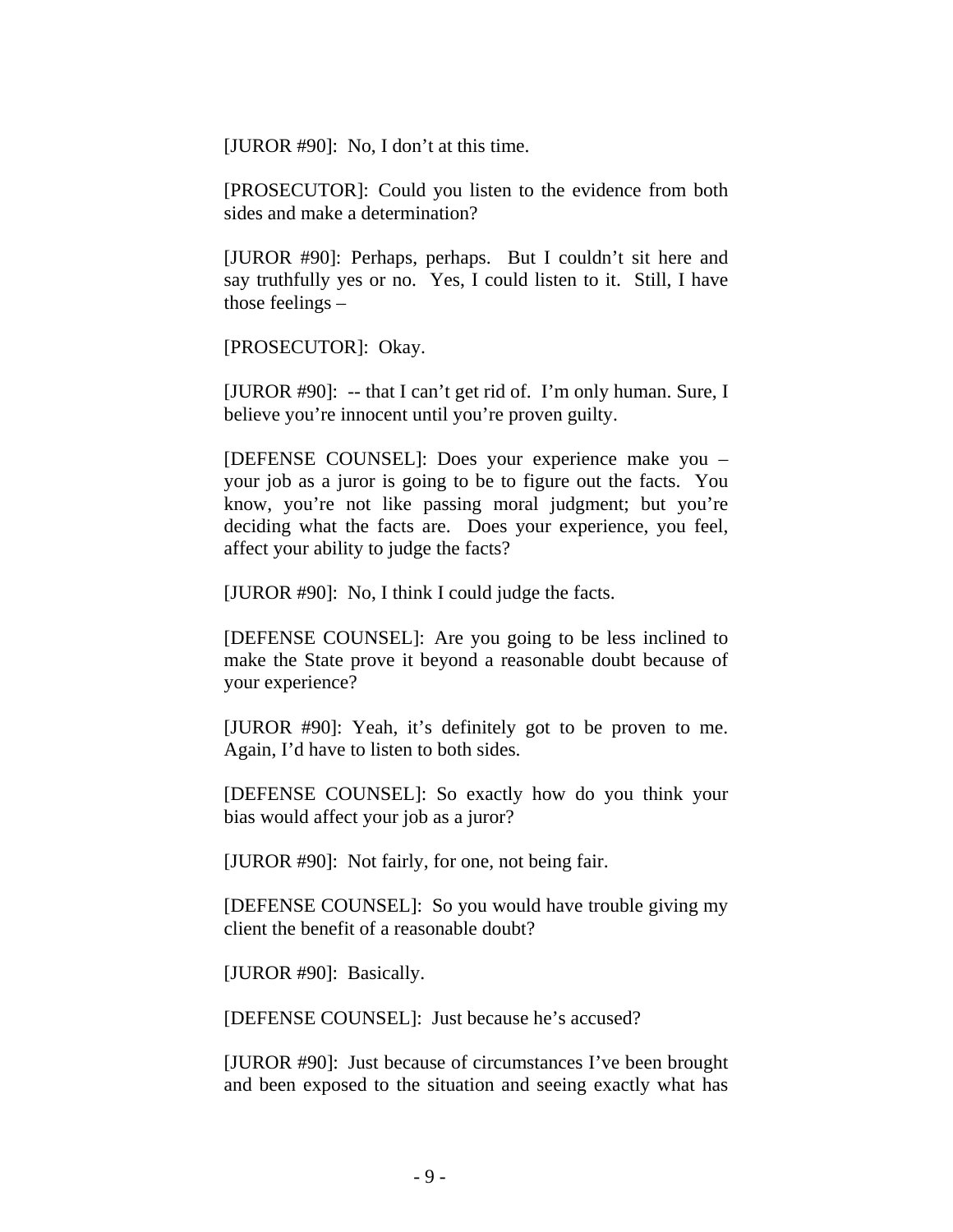[JUROR #90]: No, I don't at this time.

[PROSECUTOR]: Could you listen to the evidence from both sides and make a determination?

[JUROR #90]: Perhaps, perhaps. But I couldn't sit here and say truthfully yes or no. Yes, I could listen to it. Still, I have those feelings –

[PROSECUTOR]: Okay.

[JUROR #90]: -- that I can't get rid of. I'm only human. Sure, I believe you're innocent until you're proven guilty.

[DEFENSE COUNSEL]: Does your experience make you – your job as a juror is going to be to figure out the facts. You know, you're not like passing moral judgment; but you're deciding what the facts are. Does your experience, you feel, affect your ability to judge the facts?

[JUROR #90]: No, I think I could judge the facts.

[DEFENSE COUNSEL]: Are you going to be less inclined to make the State prove it beyond a reasonable doubt because of your experience?

[JUROR #90]: Yeah, it's definitely got to be proven to me. Again, I'd have to listen to both sides.

[DEFENSE COUNSEL]: So exactly how do you think your bias would affect your job as a juror?

[JUROR #90]: Not fairly, for one, not being fair.

[DEFENSE COUNSEL]: So you would have trouble giving my client the benefit of a reasonable doubt?

[JUROR #90]: Basically.

[DEFENSE COUNSEL]: Just because he's accused?

[JUROR #90]: Just because of circumstances I've been brought and been exposed to the situation and seeing exactly what has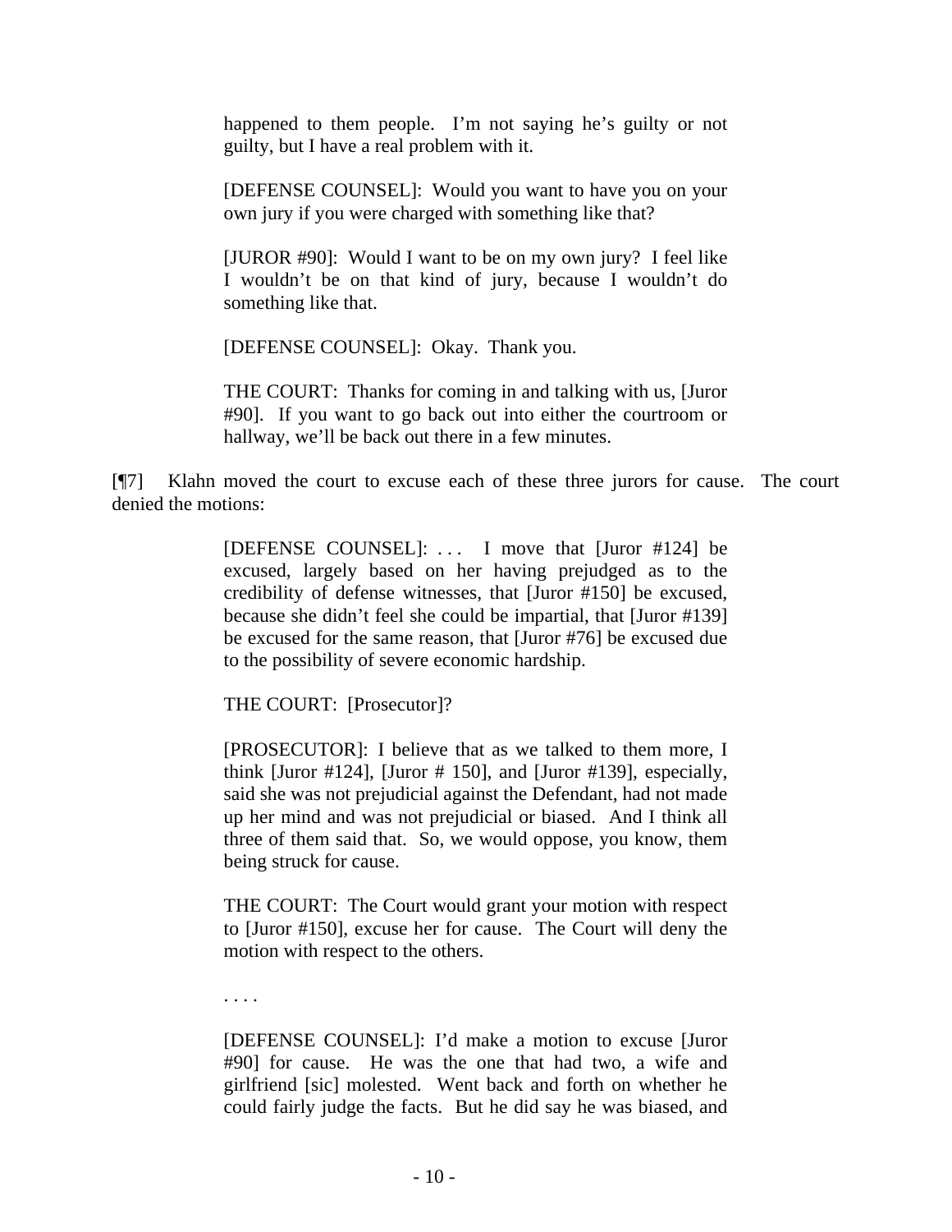> happened to them people. I'm not saying he's guilty or not guilty, but I have a real problem with it.
>
> [DEFENSE COUNSEL]: Would you want to have you on your own jury if you were charged with something like that?
>
> [JUROR #90]: Would I want to be on my own jury? I feel like I wouldn't be on that kind of jury, because I wouldn't do something like that.
>
> [DEFENSE COUNSEL]: Okay. Thank you.
>
> THE COURT: Thanks for coming in and talking with us, [Juror #90]. If you want to go back out into either the courtroom or hallway, we'll be back out there in a few minutes.

[¶7] Klahn moved the court to excuse each of these three jurors for cause. The court denied the motions:

> [DEFENSE COUNSEL]: . . . I move that [Juror #124] be excused, largely based on her having prejudged as to the credibility of defense witnesses, that [Juror #150] be excused, because she didn't feel she could be impartial, that [Juror #139] be excused for the same reason, that [Juror #76] be excused due to the possibility of severe economic hardship.
>
> THE COURT: [Prosecutor]?
>
> [PROSECUTOR]: I believe that as we talked to them more, I think [Juror #124], [Juror # 150], and [Juror #139], especially, said she was not prejudicial against the Defendant, had not made up her mind and was not prejudicial or biased. And I think all three of them said that. So, we would oppose, you know, them being struck for cause.
>
> THE COURT: The Court would grant your motion with respect to [Juror #150], excuse her for cause. The Court will deny the motion with respect to the others.
>
> . . . .
>
> [DEFENSE COUNSEL]: I'd make a motion to excuse [Juror #90] for cause. He was the one that had two, a wife and girlfriend [sic] molested. Went back and forth on whether he could fairly judge the facts. But he did say he was biased, and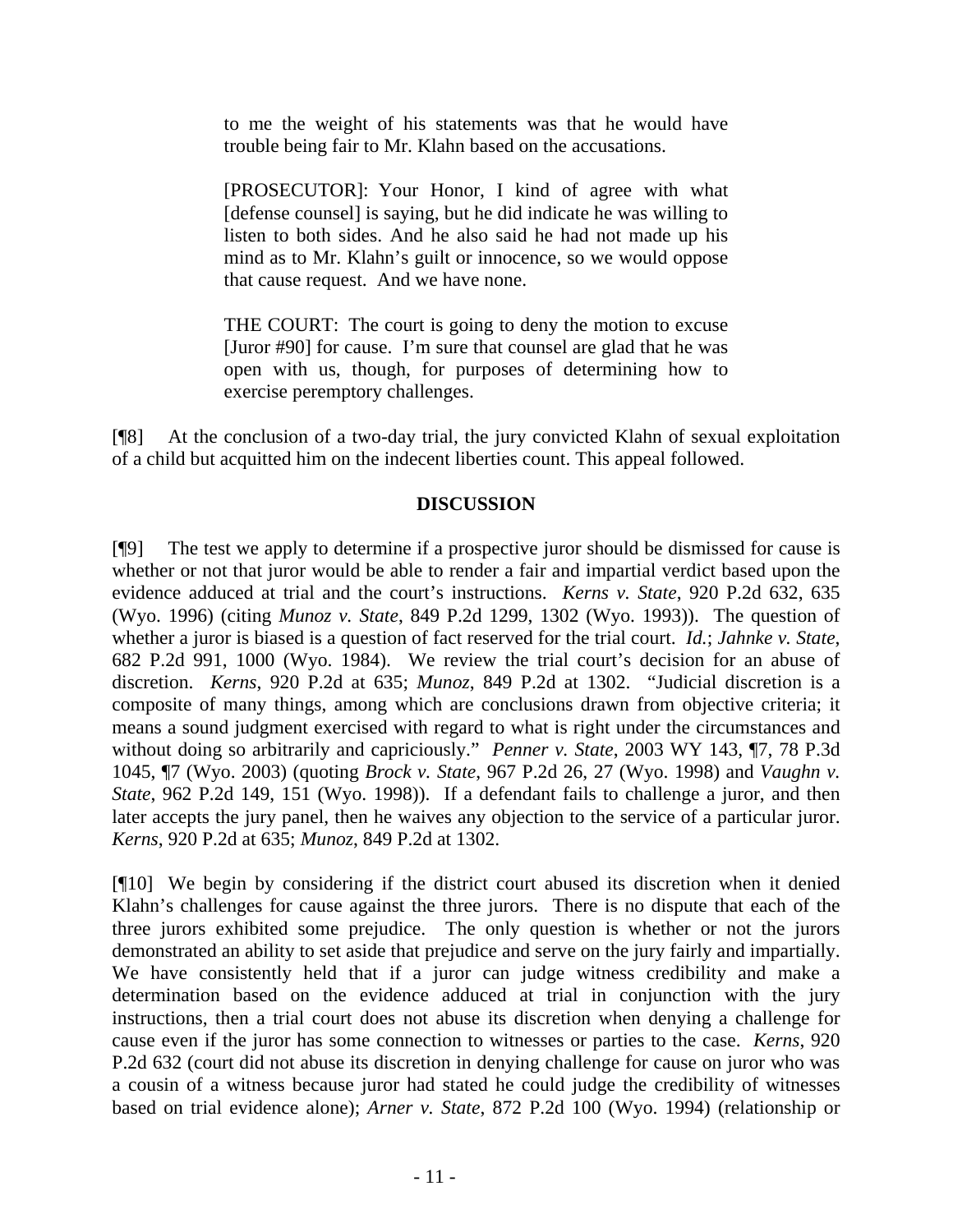> to me the weight of his statements was that he would have trouble being fair to Mr. Klahn based on the accusations.
>
> [PROSECUTOR]: Your Honor, I kind of agree with what [defense counsel] is saying, but he did indicate he was willing to listen to both sides. And he also said he had not made up his mind as to Mr. Klahn's guilt or innocence, so we would oppose that cause request. And we have none.
>
> THE COURT: The court is going to deny the motion to excuse [Juror #90] for cause. I'm sure that counsel are glad that he was open with us, though, for purposes of determining how to exercise peremptory challenges.

[¶8] At the conclusion of a two-day trial, the jury convicted Klahn of sexual exploitation of a child but acquitted him on the indecent liberties count. This appeal followed.

## DISCUSSION

[¶9] The test we apply to determine if a prospective juror should be dismissed for cause is whether or not that juror would be able to render a fair and impartial verdict based upon the evidence adduced at trial and the court's instructions. *Kerns v. State*, 920 P.2d 632, 635 (Wyo. 1996) (citing *Munoz v. State*, 849 P.2d 1299, 1302 (Wyo. 1993)). The question of whether a juror is biased is a question of fact reserved for the trial court. *Id.*; *Jahnke v. State*, 682 P.2d 991, 1000 (Wyo. 1984). We review the trial court's decision for an abuse of discretion. *Kerns*, 920 P.2d at 635; *Munoz*, 849 P.2d at 1302. "Judicial discretion is a composite of many things, among which are conclusions drawn from objective criteria; it means a sound judgment exercised with regard to what is right under the circumstances and without doing so arbitrarily and capriciously." *Penner v. State*, 2003 WY 143, ¶7, 78 P.3d 1045, ¶7 (Wyo. 2003) (quoting *Brock v. State*, 967 P.2d 26, 27 (Wyo. 1998) and *Vaughn v. State*, 962 P.2d 149, 151 (Wyo. 1998)). If a defendant fails to challenge a juror, and then later accepts the jury panel, then he waives any objection to the service of a particular juror. *Kerns*, 920 P.2d at 635; *Munoz*, 849 P.2d at 1302.

[¶10] We begin by considering if the district court abused its discretion when it denied Klahn's challenges for cause against the three jurors. There is no dispute that each of the three jurors exhibited some prejudice. The only question is whether or not the jurors demonstrated an ability to set aside that prejudice and serve on the jury fairly and impartially. We have consistently held that if a juror can judge witness credibility and make a determination based on the evidence adduced at trial in conjunction with the jury instructions, then a trial court does not abuse its discretion when denying a challenge for cause even if the juror has some connection to witnesses or parties to the case. *Kerns*, 920 P.2d 632 (court did not abuse its discretion in denying challenge for cause on juror who was a cousin of a witness because juror had stated he could judge the credibility of witnesses based on trial evidence alone); *Arner v. State*, 872 P.2d 100 (Wyo. 1994) (relationship or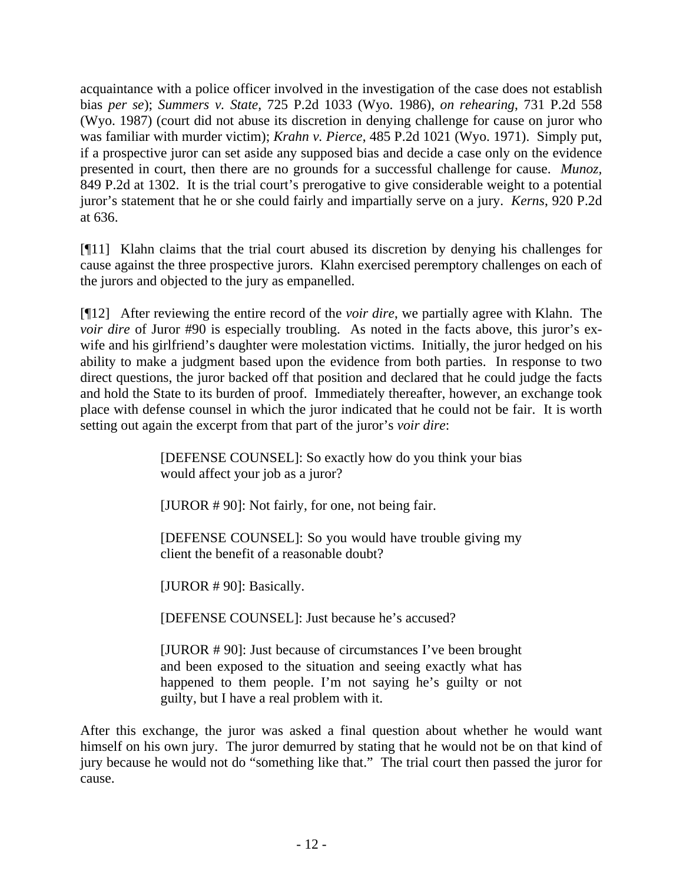acquaintance with a police officer involved in the investigation of the case does not establish bias *per se*); *Summers v. State*, 725 P.2d 1033 (Wyo. 1986), *on rehearing*, 731 P.2d 558 (Wyo. 1987) (court did not abuse its discretion in denying challenge for cause on juror who was familiar with murder victim); *Krahn v. Pierce*, 485 P.2d 1021 (Wyo. 1971). Simply put, if a prospective juror can set aside any supposed bias and decide a case only on the evidence presented in court, then there are no grounds for a successful challenge for cause. *Munoz*, 849 P.2d at 1302. It is the trial court's prerogative to give considerable weight to a potential juror's statement that he or she could fairly and impartially serve on a jury. *Kerns*, 920 P.2d at 636.

[¶11] Klahn claims that the trial court abused its discretion by denying his challenges for cause against the three prospective jurors. Klahn exercised peremptory challenges on each of the jurors and objected to the jury as empanelled.

[¶12] After reviewing the entire record of the *voir dire*, we partially agree with Klahn. The *voir dire* of Juror #90 is especially troubling. As noted in the facts above, this juror's ex-wife and his girlfriend's daughter were molestation victims. Initially, the juror hedged on his ability to make a judgment based upon the evidence from both parties. In response to two direct questions, the juror backed off that position and declared that he could judge the facts and hold the State to its burden of proof. Immediately thereafter, however, an exchange took place with defense counsel in which the juror indicated that he could not be fair. It is worth setting out again the excerpt from that part of the juror's *voir dire*:

> [DEFENSE COUNSEL]: So exactly how do you think your bias would affect your job as a juror?
>
> [JUROR # 90]: Not fairly, for one, not being fair.
>
> [DEFENSE COUNSEL]: So you would have trouble giving my client the benefit of a reasonable doubt?
>
> [JUROR # 90]: Basically.
>
> [DEFENSE COUNSEL]: Just because he's accused?
>
> [JUROR # 90]: Just because of circumstances I've been brought and been exposed to the situation and seeing exactly what has happened to them people. I'm not saying he's guilty or not guilty, but I have a real problem with it.

After this exchange, the juror was asked a final question about whether he would want himself on his own jury. The juror demurred by stating that he would not be on that kind of jury because he would not do "something like that." The trial court then passed the juror for cause.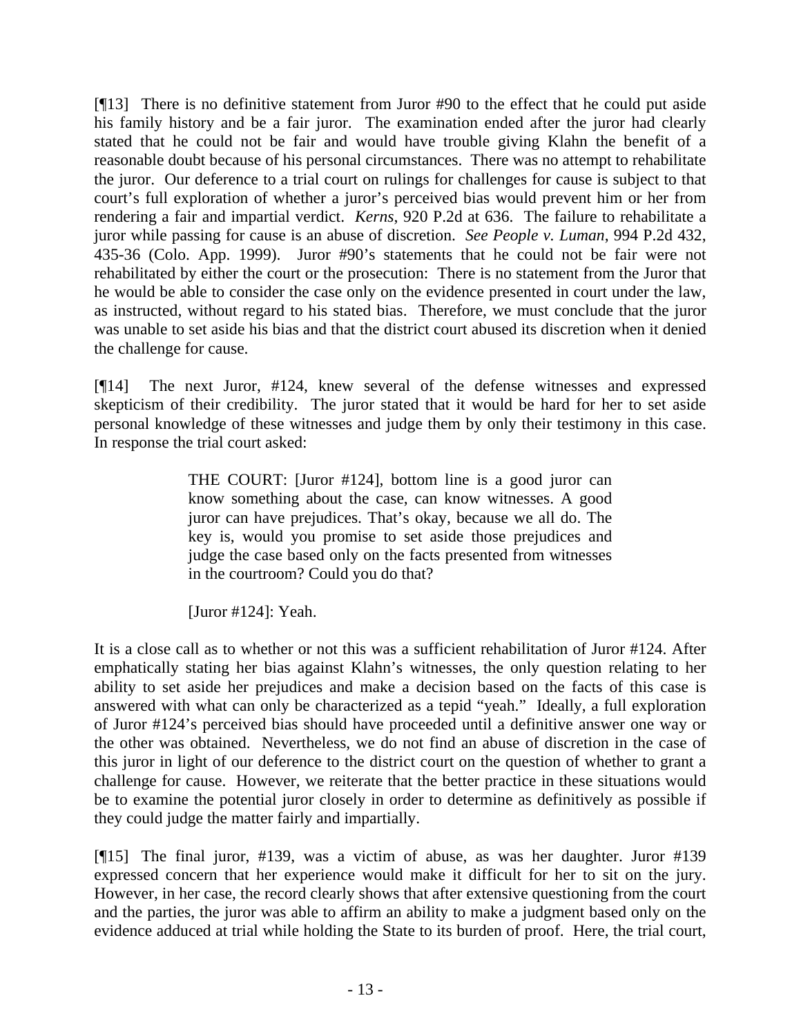[¶13] There is no definitive statement from Juror #90 to the effect that he could put aside his family history and be a fair juror. The examination ended after the juror had clearly stated that he could not be fair and would have trouble giving Klahn the benefit of a reasonable doubt because of his personal circumstances. There was no attempt to rehabilitate the juror. Our deference to a trial court on rulings for challenges for cause is subject to that court's full exploration of whether a juror's perceived bias would prevent him or her from rendering a fair and impartial verdict. *Kerns*, 920 P.2d at 636. The failure to rehabilitate a juror while passing for cause is an abuse of discretion. *See People v. Luman*, 994 P.2d 432, 435-36 (Colo. App. 1999). Juror #90's statements that he could not be fair were not rehabilitated by either the court or the prosecution: There is no statement from the Juror that he would be able to consider the case only on the evidence presented in court under the law, as instructed, without regard to his stated bias. Therefore, we must conclude that the juror was unable to set aside his bias and that the district court abused its discretion when it denied the challenge for cause.

[¶14] The next Juror, #124, knew several of the defense witnesses and expressed skepticism of their credibility. The juror stated that it would be hard for her to set aside personal knowledge of these witnesses and judge them by only their testimony in this case. In response the trial court asked:

> THE COURT: [Juror #124], bottom line is a good juror can know something about the case, can know witnesses. A good juror can have prejudices. That's okay, because we all do. The key is, would you promise to set aside those prejudices and judge the case based only on the facts presented from witnesses in the courtroom? Could you do that?
>
> [Juror #124]: Yeah.

It is a close call as to whether or not this was a sufficient rehabilitation of Juror #124. After emphatically stating her bias against Klahn's witnesses, the only question relating to her ability to set aside her prejudices and make a decision based on the facts of this case is answered with what can only be characterized as a tepid "yeah." Ideally, a full exploration of Juror #124's perceived bias should have proceeded until a definitive answer one way or the other was obtained. Nevertheless, we do not find an abuse of discretion in the case of this juror in light of our deference to the district court on the question of whether to grant a challenge for cause. However, we reiterate that the better practice in these situations would be to examine the potential juror closely in order to determine as definitively as possible if they could judge the matter fairly and impartially.

[¶15] The final juror, #139, was a victim of abuse, as was her daughter. Juror #139 expressed concern that her experience would make it difficult for her to sit on the jury. However, in her case, the record clearly shows that after extensive questioning from the court and the parties, the juror was able to affirm an ability to make a judgment based only on the evidence adduced at trial while holding the State to its burden of proof. Here, the trial court,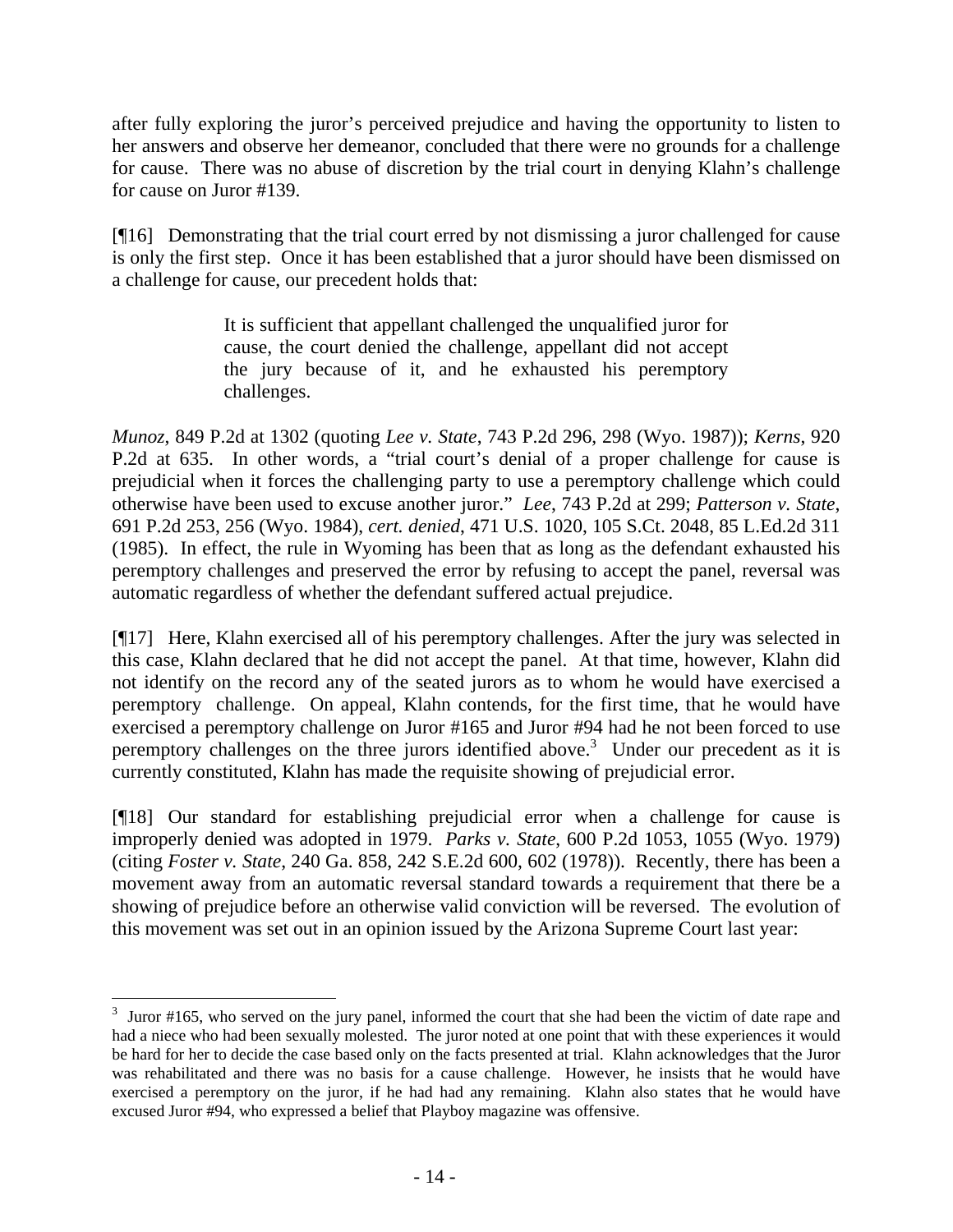after fully exploring the juror's perceived prejudice and having the opportunity to listen to her answers and observe her demeanor, concluded that there were no grounds for a challenge for cause. There was no abuse of discretion by the trial court in denying Klahn's challenge for cause on Juror #139.

[¶16] Demonstrating that the trial court erred by not dismissing a juror challenged for cause is only the first step. Once it has been established that a juror should have been dismissed on a challenge for cause, our precedent holds that:

> It is sufficient that appellant challenged the unqualified juror for cause, the court denied the challenge, appellant did not accept the jury because of it, and he exhausted his peremptory challenges.

*Munoz*, 849 P.2d at 1302 (quoting *Lee v. State*, 743 P.2d 296, 298 (Wyo. 1987)); *Kerns*, 920 P.2d at 635. In other words, a "trial court's denial of a proper challenge for cause is prejudicial when it forces the challenging party to use a peremptory challenge which could otherwise have been used to excuse another juror." *Lee*, 743 P.2d at 299; *Patterson v. State*, 691 P.2d 253, 256 (Wyo. 1984), *cert. denied*, 471 U.S. 1020, 105 S.Ct. 2048, 85 L.Ed.2d 311 (1985). In effect, the rule in Wyoming has been that as long as the defendant exhausted his peremptory challenges and preserved the error by refusing to accept the panel, reversal was automatic regardless of whether the defendant suffered actual prejudice.

[¶17] Here, Klahn exercised all of his peremptory challenges. After the jury was selected in this case, Klahn declared that he did not accept the panel. At that time, however, Klahn did not identify on the record any of the seated jurors as to whom he would have exercised a peremptory challenge. On appeal, Klahn contends, for the first time, that he would have exercised a peremptory challenge on Juror #165 and Juror #94 had he not been forced to use peremptory challenges on the three jurors identified above.[3] Under our precedent as it is currently constituted, Klahn has made the requisite showing of prejudicial error.

[¶18] Our standard for establishing prejudicial error when a challenge for cause is improperly denied was adopted in 1979. *Parks v. State*, 600 P.2d 1053, 1055 (Wyo. 1979) (citing *Foster v. State*, 240 Ga. 858, 242 S.E.2d 600, 602 (1978)). Recently, there has been a movement away from an automatic reversal standard towards a requirement that there be a showing of prejudice before an otherwise valid conviction will be reversed. The evolution of this movement was set out in an opinion issued by the Arizona Supreme Court last year:

---

[3] Juror #165, who served on the jury panel, informed the court that she had been the victim of date rape and had a niece who had been sexually molested. The juror noted at one point that with these experiences it would be hard for her to decide the case based only on the facts presented at trial. Klahn acknowledges that the Juror was rehabilitated and there was no basis for a cause challenge. However, he insists that he would have exercised a peremptory on the juror, if he had had any remaining. Klahn also states that he would have excused Juror #94, who expressed a belief that Playboy magazine was offensive.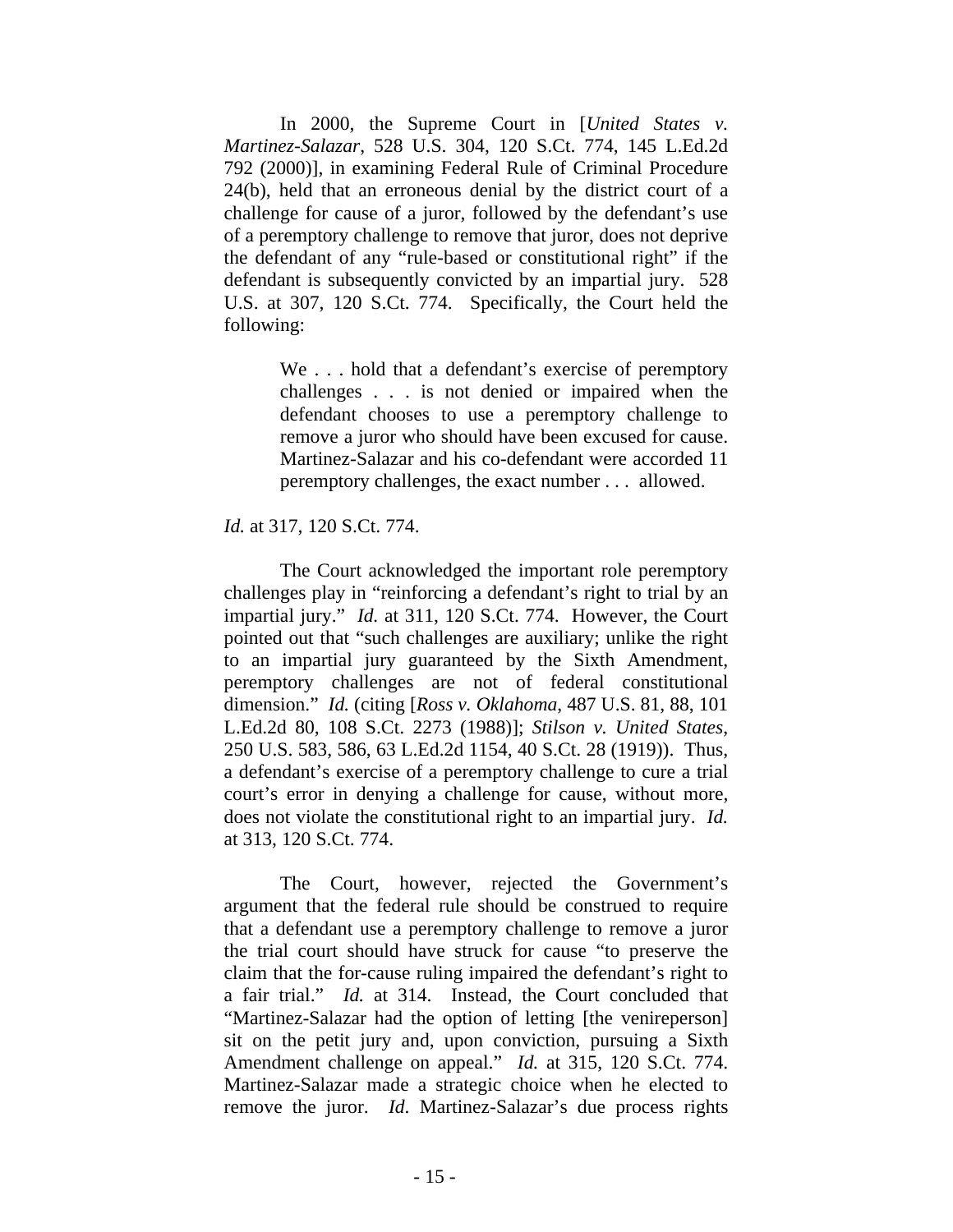In 2000, the Supreme Court in [*United States v. Martinez-Salazar*, 528 U.S. 304, 120 S.Ct. 774, 145 L.Ed.2d 792 (2000)], in examining Federal Rule of Criminal Procedure 24(b), held that an erroneous denial by the district court of a challenge for cause of a juror, followed by the defendant's use of a peremptory challenge to remove that juror, does not deprive the defendant of any "rule-based or constitutional right" if the defendant is subsequently convicted by an impartial jury. 528 U.S. at 307, 120 S.Ct. 774. Specifically, the Court held the following:

> We . . . hold that a defendant's exercise of peremptory challenges . . . is not denied or impaired when the defendant chooses to use a peremptory challenge to remove a juror who should have been excused for cause. Martinez-Salazar and his co-defendant were accorded 11 peremptory challenges, the exact number . . . allowed.

*Id.* at 317, 120 S.Ct. 774.

The Court acknowledged the important role peremptory challenges play in "reinforcing a defendant's right to trial by an impartial jury." *Id.* at 311, 120 S.Ct. 774. However, the Court pointed out that "such challenges are auxiliary; unlike the right to an impartial jury guaranteed by the Sixth Amendment, peremptory challenges are not of federal constitutional dimension." *Id.* (citing [*Ross v. Oklahoma*, 487 U.S. 81, 88, 101 L.Ed.2d 80, 108 S.Ct. 2273 (1988)]; *Stilson v. United States*, 250 U.S. 583, 586, 63 L.Ed.2d 1154, 40 S.Ct. 28 (1919)). Thus, a defendant's exercise of a peremptory challenge to cure a trial court's error in denying a challenge for cause, without more, does not violate the constitutional right to an impartial jury. *Id.* at 313, 120 S.Ct. 774.

The Court, however, rejected the Government's argument that the federal rule should be construed to require that a defendant use a peremptory challenge to remove a juror the trial court should have struck for cause "to preserve the claim that the for-cause ruling impaired the defendant's right to a fair trial." *Id.* at 314. Instead, the Court concluded that "Martinez-Salazar had the option of letting [the venireperson] sit on the petit jury and, upon conviction, pursuing a Sixth Amendment challenge on appeal." *Id.* at 315, 120 S.Ct. 774. Martinez-Salazar made a strategic choice when he elected to remove the juror. *Id*. Martinez-Salazar's due process rights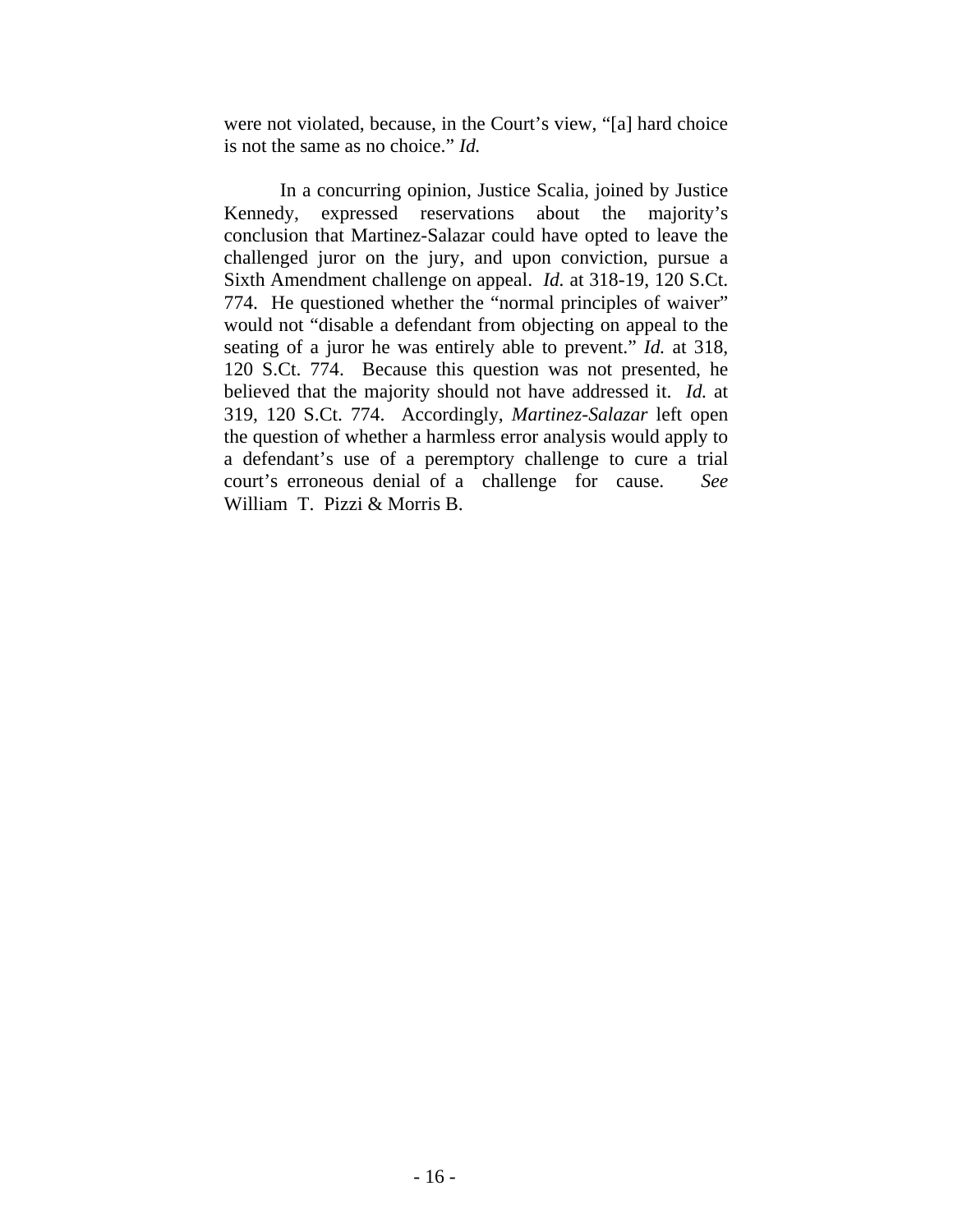were not violated, because, in the Court's view, "[a] hard choice is not the same as no choice." *Id.*

In a concurring opinion, Justice Scalia, joined by Justice Kennedy, expressed reservations about the majority's conclusion that Martinez-Salazar could have opted to leave the challenged juror on the jury, and upon conviction, pursue a Sixth Amendment challenge on appeal. *Id.* at 318-19, 120 S.Ct. 774. He questioned whether the "normal principles of waiver" would not "disable a defendant from objecting on appeal to the seating of a juror he was entirely able to prevent." *Id.* at 318, 120 S.Ct. 774. Because this question was not presented, he believed that the majority should not have addressed it. *Id.* at 319, 120 S.Ct. 774. Accordingly, *Martinez-Salazar* left open the question of whether a harmless error analysis would apply to a defendant's use of a peremptory challenge to cure a trial court's erroneous denial of a challenge for cause. *See* William T. Pizzi & Morris B.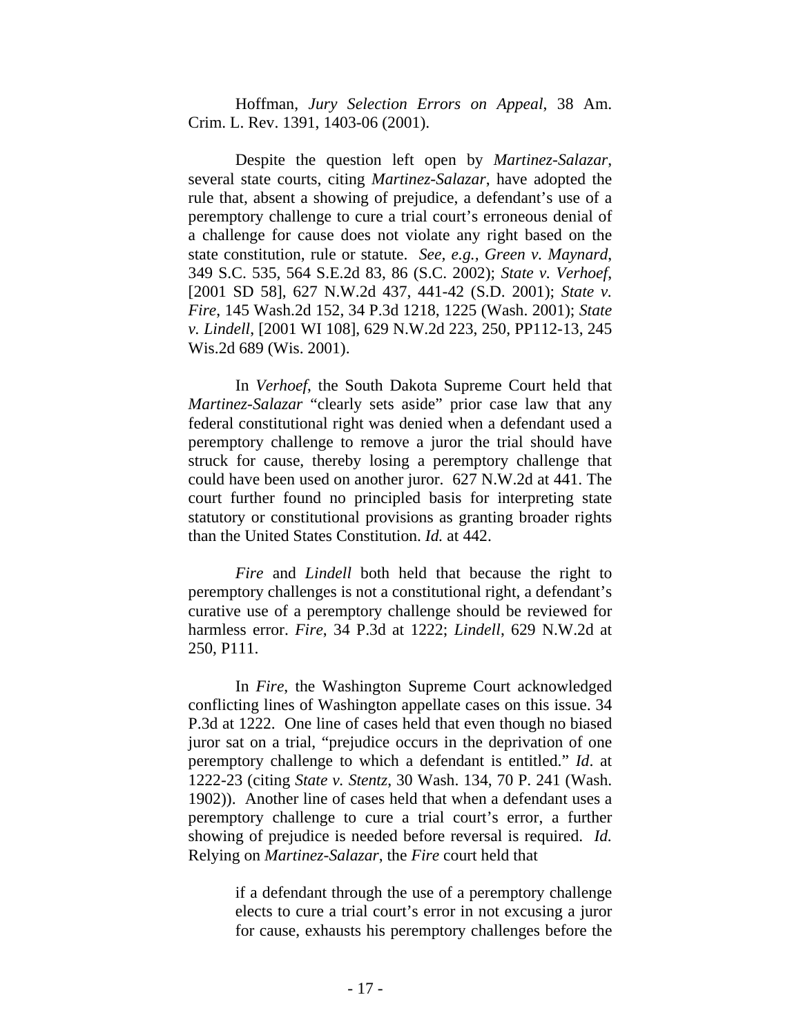Hoffman, *Jury Selection Errors on Appeal*, 38 Am. Crim. L. Rev. 1391, 1403-06 (2001).

Despite the question left open by *Martinez-Salazar*, several state courts, citing *Martinez-Salazar*, have adopted the rule that, absent a showing of prejudice, a defendant's use of a peremptory challenge to cure a trial court's erroneous denial of a challenge for cause does not violate any right based on the state constitution, rule or statute. *See, e.g.*, *Green v. Maynard*, 349 S.C. 535, 564 S.E.2d 83, 86 (S.C. 2002); *State v. Verhoef*, [2001 SD 58], 627 N.W.2d 437, 441-42 (S.D. 2001); *State v. Fire*, 145 Wash.2d 152, 34 P.3d 1218, 1225 (Wash. 2001); *State v. Lindell*, [2001 WI 108], 629 N.W.2d 223, 250, PP112-13, 245 Wis.2d 689 (Wis. 2001).

In *Verhoef*, the South Dakota Supreme Court held that *Martinez-Salazar* "clearly sets aside" prior case law that any federal constitutional right was denied when a defendant used a peremptory challenge to remove a juror the trial should have struck for cause, thereby losing a peremptory challenge that could have been used on another juror. 627 N.W.2d at 441. The court further found no principled basis for interpreting state statutory or constitutional provisions as granting broader rights than the United States Constitution. *Id.* at 442.

*Fire* and *Lindell* both held that because the right to peremptory challenges is not a constitutional right, a defendant's curative use of a peremptory challenge should be reviewed for harmless error. *Fire*, 34 P.3d at 1222; *Lindell*, 629 N.W.2d at 250, P111.

In *Fire*, the Washington Supreme Court acknowledged conflicting lines of Washington appellate cases on this issue. 34 P.3d at 1222. One line of cases held that even though no biased juror sat on a trial, "prejudice occurs in the deprivation of one peremptory challenge to which a defendant is entitled." *Id*. at 1222-23 (citing *State v. Stentz*, 30 Wash. 134, 70 P. 241 (Wash. 1902)). Another line of cases held that when a defendant uses a peremptory challenge to cure a trial court's error, a further showing of prejudice is needed before reversal is required. *Id.* Relying on *Martinez-Salazar*, the *Fire* court held that

> if a defendant through the use of a peremptory challenge elects to cure a trial court's error in not excusing a juror for cause, exhausts his peremptory challenges before the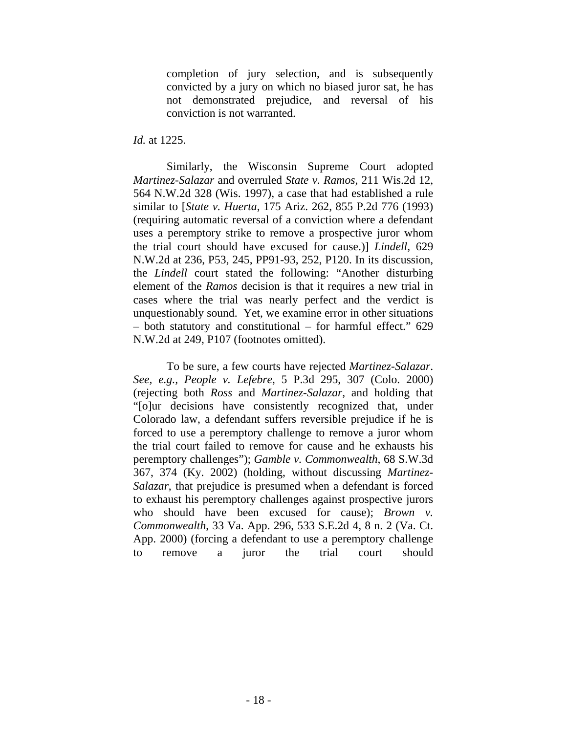> completion of jury selection, and is subsequently convicted by a jury on which no biased juror sat, he has not demonstrated prejudice, and reversal of his conviction is not warranted.

*Id.* at 1225.

Similarly, the Wisconsin Supreme Court adopted *Martinez-Salazar* and overruled *State v. Ramos*, 211 Wis.2d 12, 564 N.W.2d 328 (Wis. 1997), a case that had established a rule similar to [*State v. Huerta*, 175 Ariz. 262, 855 P.2d 776 (1993) (requiring automatic reversal of a conviction where a defendant uses a peremptory strike to remove a prospective juror whom the trial court should have excused for cause.)] *Lindell*, 629 N.W.2d at 236, P53, 245, PP91-93, 252, P120. In its discussion, the *Lindell* court stated the following: "Another disturbing element of the *Ramos* decision is that it requires a new trial in cases where the trial was nearly perfect and the verdict is unquestionably sound. Yet, we examine error in other situations – both statutory and constitutional – for harmful effect." 629 N.W.2d at 249, P107 (footnotes omitted).

To be sure, a few courts have rejected *Martinez-Salazar*. *See, e.g., People v. Lefebre*, 5 P.3d 295, 307 (Colo. 2000) (rejecting both *Ross* and *Martinez-Salazar*, and holding that "[o]ur decisions have consistently recognized that, under Colorado law, a defendant suffers reversible prejudice if he is forced to use a peremptory challenge to remove a juror whom the trial court failed to remove for cause and he exhausts his peremptory challenges"); *Gamble v. Commonwealth*, 68 S.W.3d 367, 374 (Ky. 2002) (holding, without discussing *Martinez-Salazar*, that prejudice is presumed when a defendant is forced to exhaust his peremptory challenges against prospective jurors who should have been excused for cause); *Brown v. Commonwealth*, 33 Va. App. 296, 533 S.E.2d 4, 8 n. 2 (Va. Ct. App. 2000) (forcing a defendant to use a peremptory challenge to remove a juror the trial court should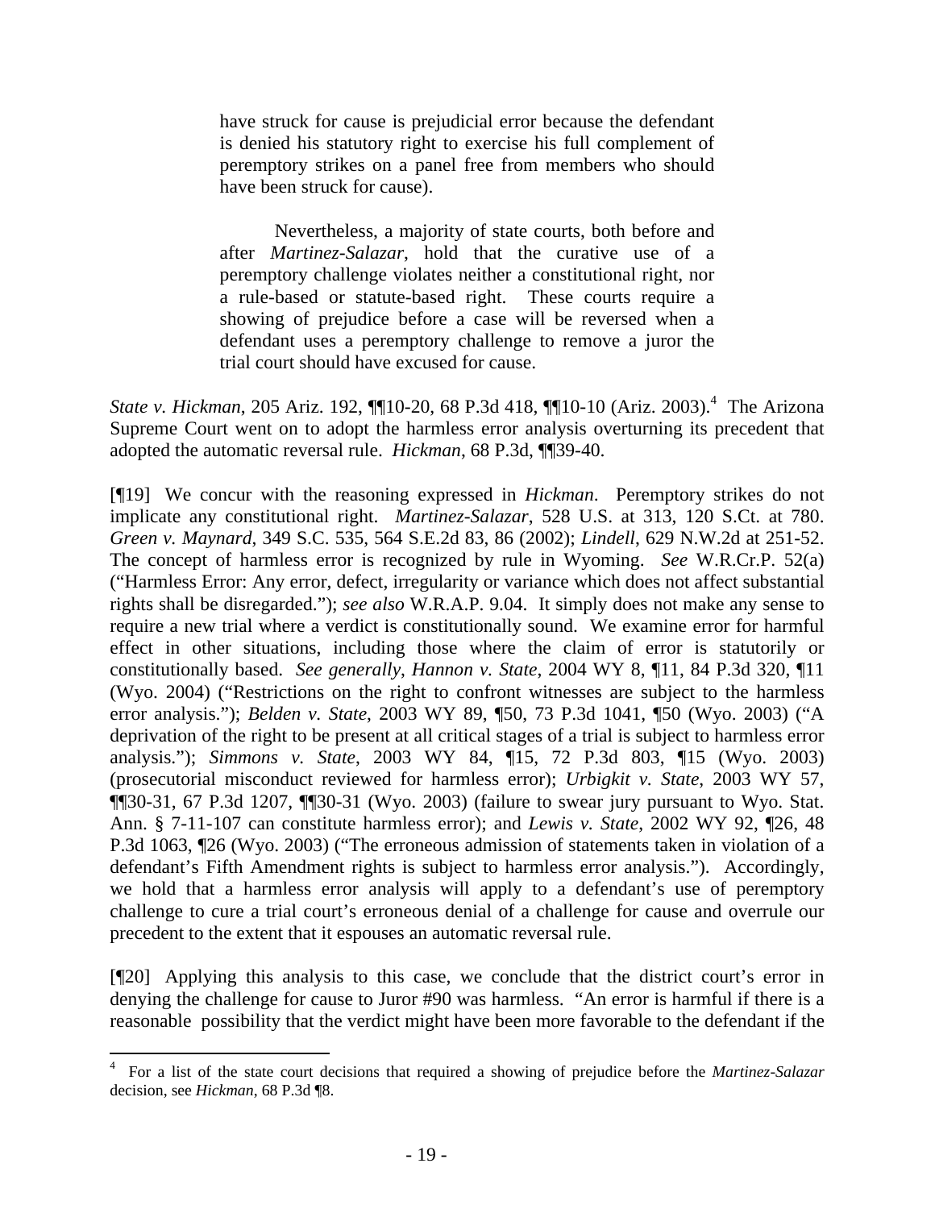> have struck for cause is prejudicial error because the defendant is denied his statutory right to exercise his full complement of peremptory strikes on a panel free from members who should have been struck for cause).
>
> Nevertheless, a majority of state courts, both before and after *Martinez-Salazar*, hold that the curative use of a peremptory challenge violates neither a constitutional right, nor a rule-based or statute-based right. These courts require a showing of prejudice before a case will be reversed when a defendant uses a peremptory challenge to remove a juror the trial court should have excused for cause.

*State v. Hickman*, 205 Ariz. 192, ¶¶10-20, 68 P.3d 418, ¶¶10-10 (Ariz. 2003).[4] The Arizona Supreme Court went on to adopt the harmless error analysis overturning its precedent that adopted the automatic reversal rule. *Hickman*, 68 P.3d, ¶¶39-40.

[¶19] We concur with the reasoning expressed in *Hickman*. Peremptory strikes do not implicate any constitutional right. *Martinez-Salazar*, 528 U.S. at 313, 120 S.Ct. at 780. *Green v. Maynard*, 349 S.C. 535, 564 S.E.2d 83, 86 (2002); *Lindell*, 629 N.W.2d at 251-52. The concept of harmless error is recognized by rule in Wyoming. *See* W.R.Cr.P. 52(a) ("Harmless Error: Any error, defect, irregularity or variance which does not affect substantial rights shall be disregarded."); *see also* W.R.A.P. 9.04. It simply does not make any sense to require a new trial where a verdict is constitutionally sound. We examine error for harmful effect in other situations, including those where the claim of error is statutorily or constitutionally based. *See generally*, *Hannon v. State*, 2004 WY 8, ¶11, 84 P.3d 320, ¶11 (Wyo. 2004) ("Restrictions on the right to confront witnesses are subject to the harmless error analysis."); *Belden v. State*, 2003 WY 89, ¶50, 73 P.3d 1041, ¶50 (Wyo. 2003) ("A deprivation of the right to be present at all critical stages of a trial is subject to harmless error analysis."); *Simmons v. State*, 2003 WY 84, ¶15, 72 P.3d 803, ¶15 (Wyo. 2003) (prosecutorial misconduct reviewed for harmless error); *Urbigkit v. State*, 2003 WY 57, ¶¶30-31, 67 P.3d 1207, ¶¶30-31 (Wyo. 2003) (failure to swear jury pursuant to Wyo. Stat. Ann. § 7-11-107 can constitute harmless error); and *Lewis v. State*, 2002 WY 92, ¶26, 48 P.3d 1063, ¶26 (Wyo. 2003) ("The erroneous admission of statements taken in violation of a defendant's Fifth Amendment rights is subject to harmless error analysis."). Accordingly, we hold that a harmless error analysis will apply to a defendant's use of peremptory challenge to cure a trial court's erroneous denial of a challenge for cause and overrule our precedent to the extent that it espouses an automatic reversal rule.

[¶20] Applying this analysis to this case, we conclude that the district court's error in denying the challenge for cause to Juror #90 was harmless. "An error is harmful if there is a reasonable possibility that the verdict might have been more favorable to the defendant if the

---

[4] For a list of the state court decisions that required a showing of prejudice before the *Martinez-Salazar* decision, see *Hickman*, 68 P.3d ¶8.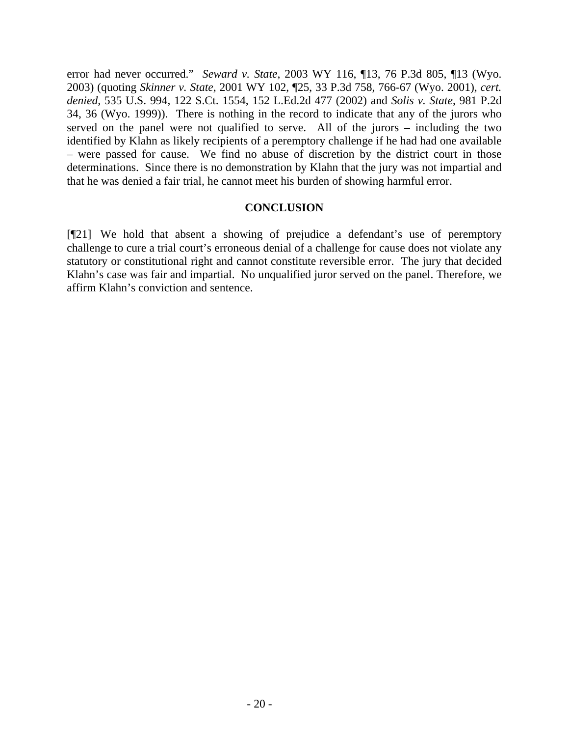error had never occurred." *Seward v. State*, 2003 WY 116, ¶13, 76 P.3d 805, ¶13 (Wyo. 2003) (quoting *Skinner v. State*, 2001 WY 102, ¶25, 33 P.3d 758, 766-67 (Wyo. 2001), *cert. denied*, 535 U.S. 994, 122 S.Ct. 1554, 152 L.Ed.2d 477 (2002) and *Solis v. State*, 981 P.2d 34, 36 (Wyo. 1999)). There is nothing in the record to indicate that any of the jurors who served on the panel were not qualified to serve. All of the jurors – including the two identified by Klahn as likely recipients of a peremptory challenge if he had had one available – were passed for cause. We find no abuse of discretion by the district court in those determinations. Since there is no demonstration by Klahn that the jury was not impartial and that he was denied a fair trial, he cannot meet his burden of showing harmful error.

## CONCLUSION

[¶21] We hold that absent a showing of prejudice a defendant's use of peremptory challenge to cure a trial court's erroneous denial of a challenge for cause does not violate any statutory or constitutional right and cannot constitute reversible error. The jury that decided Klahn's case was fair and impartial. No unqualified juror served on the panel. Therefore, we affirm Klahn's conviction and sentence.